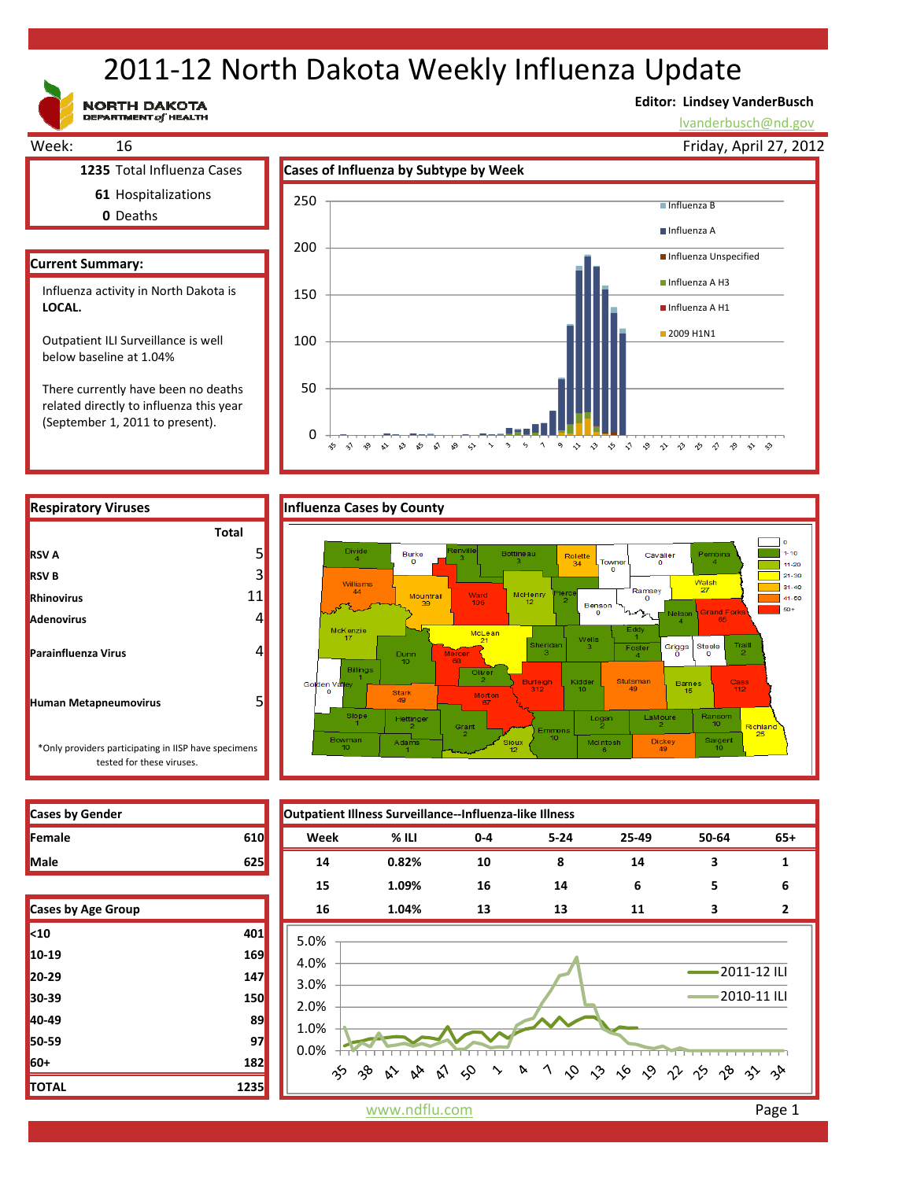# 2011-12 North Dakota Weekly Influenza Update

NORTH DAKOTA DEPARTMENT of HEALTH

**Editor: Lindsey VanderBusch**
lvanderbusch@nd.gov

Week: 16 — Friday, April 27, 2012

**1235** Total Influenza Cases
**61** Hospitalizations
**0** Deaths

## Current Summary:

Influenza activity in North Dakota is **LOCAL.**

Outpatient ILI Surveillance is well below baseline at 1.04%

There currently have been no deaths related directly to influenza this year (September 1, 2011 to present).

## Cases of Influenza by Subtype by Week

## Respiratory Viruses

| | Total |
|---|---|
| **RSV A** | 5 |
| **RSV B** | 3 |
| **Rhinovirus** | 11 |
| **Adenovirus** | 4 |
| **Parainfluenza Virus** | 4 |
| **Human Metapneumovirus** | 5 |

*Only providers participating in IISP have specimens tested for these viruses.

## Influenza Cases by County

| County | Cases |
|---|---|
| Divide | 4 |
| Burke | 0 |
| Renville | 3 |
| Bottineau | 3 |
| Rolette | 34 |
| Towner | 0 |
| Cavalier | 0 |
| Pembina | 4 |
| Williams | 44 |
| Mountrail | 39 |
| Ward | 106 |
| McHenry | 12 |
| Pierce | 2 |
| Benson | 0 |
| Ramsey | 0 |
| Walsh | 27 |
| Nelson | 4 |
| Grand Forks | 65 |
| McKenzie | 17 |
| McLean | 21 |
| Sheridan | 3 |
| Wells | 3 |
| Eddy | 1 |
| Foster | 4 |
| Griggs | 0 |
| Steele | 0 |
| Traill | 2 |
| Dunn | 10 |
| Mercer | 68 |
| Oliver | 2 |
| Billings | 1 |
| Golden Valley | 0 |
| Stark | 49 |
| Morton | 67 |
| Burleigh | 312 |
| Kidder | 10 |
| Stutsman | 49 |
| Barnes | 15 |
| Cass | 112 |
| Slope | 1 |
| Hettinger | 2 |
| Grant | 2 |
| Emmons | 10 |
| Logan | 2 |
| LaMoure | 2 |
| Ransom | 10 |
| Richland | 25 |
| Bowman | 10 |
| Adams | 1 |
| Sioux | 12 |
| McIntosh | 6 |
| Dickey | 49 |
| Sargent | 10 |

## Cases by Gender

| | |
|---|---|
| **Female** | 610 |
| **Male** | 625 |

## Cases by Age Group

| | |
|---|---|
| <10 | 401 |
| 10-19 | 169 |
| 20-29 | 147 |
| 30-39 | 150 |
| 40-49 | 89 |
| 50-59 | 97 |
| 60+ | 182 |
| **TOTAL** | 1235 |

## Outpatient Illness Surveillance--Influenza-like Illness

| Week | % ILI | 0-4 | 5-24 | 25-49 | 50-64 | 65+ |
|---|---|---|---|---|---|---|
| 14 | 0.82% | 10 | 8 | 14 | 3 | 1 |
| 15 | 1.09% | 16 | 14 | 6 | 5 | 6 |
| 16 | 1.04% | 13 | 13 | 11 | 3 | 2 |

www.ndflu.com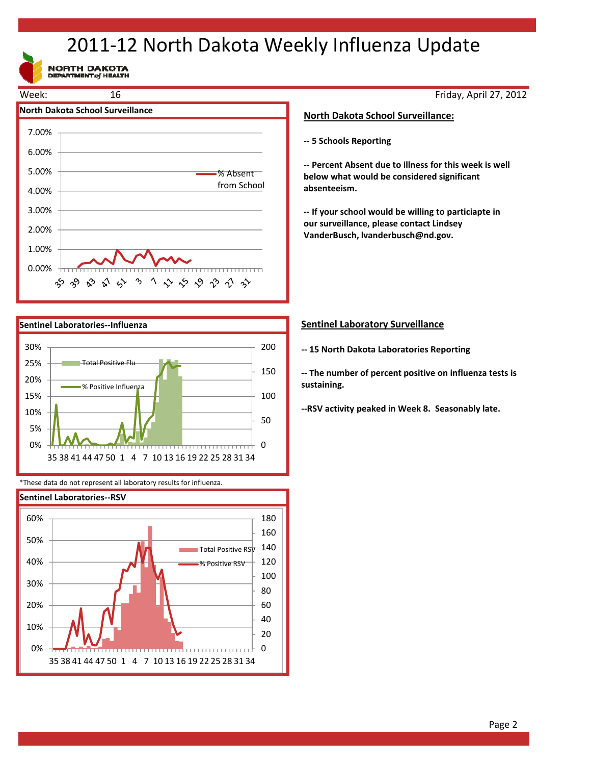# 2011-12 North Dakota Weekly Influenza Update

NORTH DAKOTA DEPARTMENT of HEALTH

Week: 16 — Friday, April 27, 2012

## North Dakota School Surveillance

## North Dakota School Surveillance:

**-- 5 Schools Reporting**

**-- Percent Absent due to illness for this week is well below what would be considered significant absenteeism.**

**-- If your school would be willing to particiapte in our surveillance, please contact Lindsey VanderBusch, lvanderbusch@nd.gov.**

## Sentinel Laboratories--Influenza

*These data do not represent all laboratory results for influenza.

## Sentinel Laboratory Surveillance

**-- 15 North Dakota Laboratories Reporting**

**-- The number of percent positive on influenza tests is sustaining.**

**--RSV activity peaked in Week 8. Seasonably late.**

## Sentinel Laboratories--RSV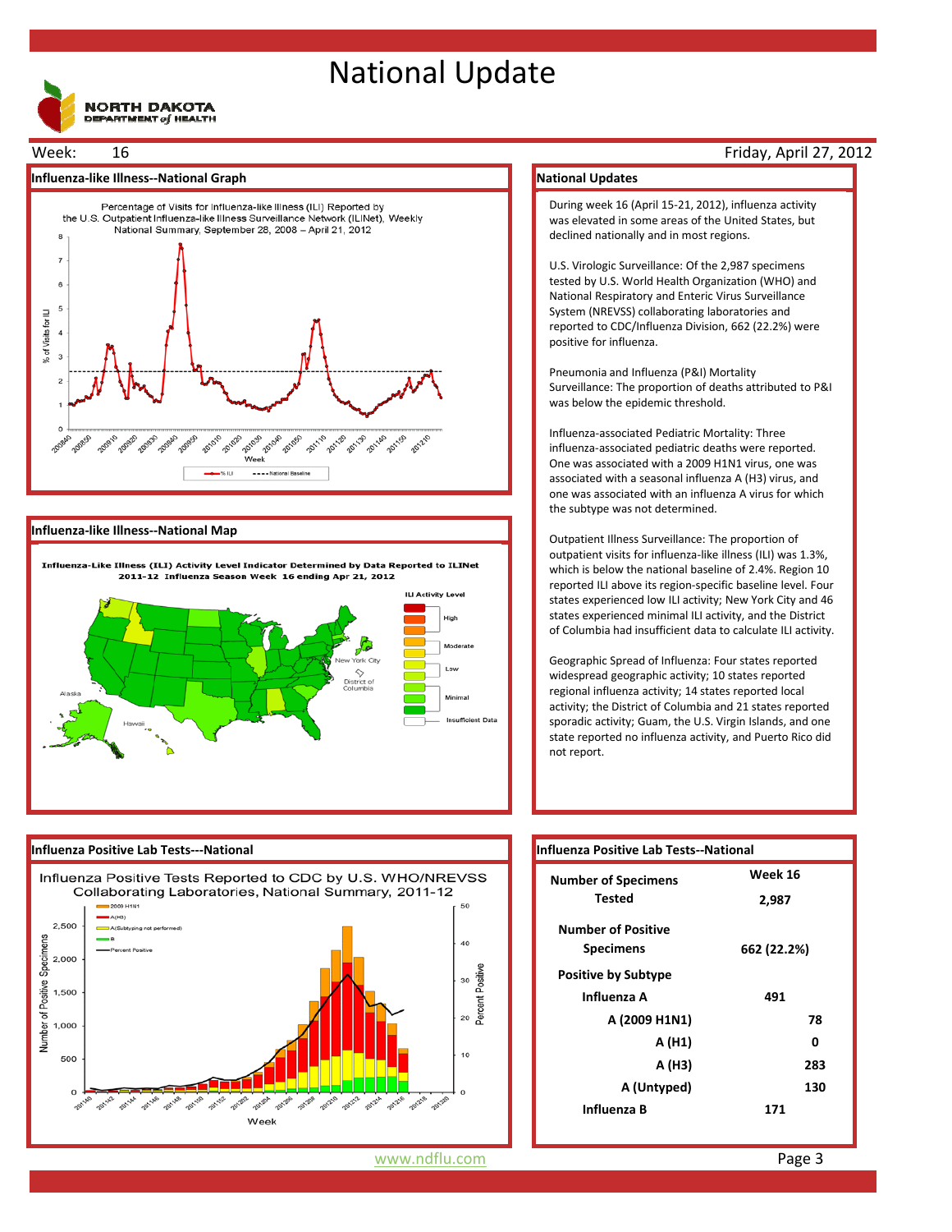# National Update

NORTH DAKOTA DEPARTMENT of HEALTH

Week: 16 — Friday, April 27, 2012

## Influenza-like Illness--National Graph

Percentage of Visits for Influenza-like Illness (ILI) Reported by the U.S. Outpatient Influenza-like Illness Surveillance Network (ILINet), Weekly National Summary, September 28, 2008 – April 21, 2012

% of Visits for ILI

0 1 2 3 4 5 6 7 8

200840 200850 200910 200920 200930 200940 200950 201010 201020 201030 201040 201050 201110 201120 201130 201140 201150 201210

Week

% ILI — National Baseline

## Influenza-like Illness--National Map

Influenza-Like Illness (ILI) Activity Level Indicator Determined by Data Reported to ILINet
2011-12 Influenza Season Week 16 ending Apr 21, 2012

ILI Activity Level: High, Moderate, Low, Minimal, Insufficient Data

New York City, District of Columbia, Alaska, Hawaii

## Influenza Positive Lab Tests---National

Influenza Positive Tests Reported to CDC by U.S. WHO/NREVSS Collaborating Laboratories, National Summary, 2011-12

2009 H1N1, A(H3), A(Subtyping not performed), B, Percent Positive

Number of Positive Specimens: 0, 500, 1,000, 1,500, 2,000, 2,500

Percent Positive: 0, 10, 20, 30, 40, 50

201140 201142 201144 201146 201148 201150 201152 201202 201204 201206 201208 201210 201212 201214 201216 201218 201220

Week

## National Updates

During week 16 (April 15-21, 2012), influenza activity was elevated in some areas of the United States, but declined nationally and in most regions.

U.S. Virologic Surveillance: Of the 2,987 specimens tested by U.S. World Health Organization (WHO) and National Respiratory and Enteric Virus Surveillance System (NREVSS) collaborating laboratories and reported to CDC/Influenza Division, 662 (22.2%) were positive for influenza.

Pneumonia and Influenza (P&I) Mortality Surveillance: The proportion of deaths attributed to P&I was below the epidemic threshold.

Influenza-associated Pediatric Mortality: Three influenza-associated pediatric deaths were reported. One was associated with a 2009 H1N1 virus, one was associated with a seasonal influenza A (H3) virus, and one was associated with an influenza A virus for which the subtype was not determined.

Outpatient Illness Surveillance: The proportion of outpatient visits for influenza-like illness (ILI) was 1.3%, which is below the national baseline of 2.4%. Region 10 reported ILI above its region-specific baseline level. Four states experienced low ILI activity; New York City and 46 states experienced minimal ILI activity, and the District of Columbia had insufficient data to calculate ILI activity.

Geographic Spread of Influenza: Four states reported widespread geographic activity; 10 states reported regional influenza activity; 14 states reported local activity; the District of Columbia and 21 states reported sporadic activity; Guam, the U.S. Virgin Islands, and one state reported no influenza activity, and Puerto Rico did not report.

## Influenza Positive Lab Tests--National

| | Week 16 |
|---|---|
| **Number of Specimens Tested** | **2,987** |
| **Number of Positive Specimens** | **662 (22.2%)** |
| **Positive by Subtype** | |
| **Influenza A** | **491** |
| **A (2009 H1N1)** | **78** |
| **A (H1)** | **0** |
| **A (H3)** | **283** |
| **A (Untyped)** | **130** |
| **Influenza B** | **171** |

www.ndflu.com